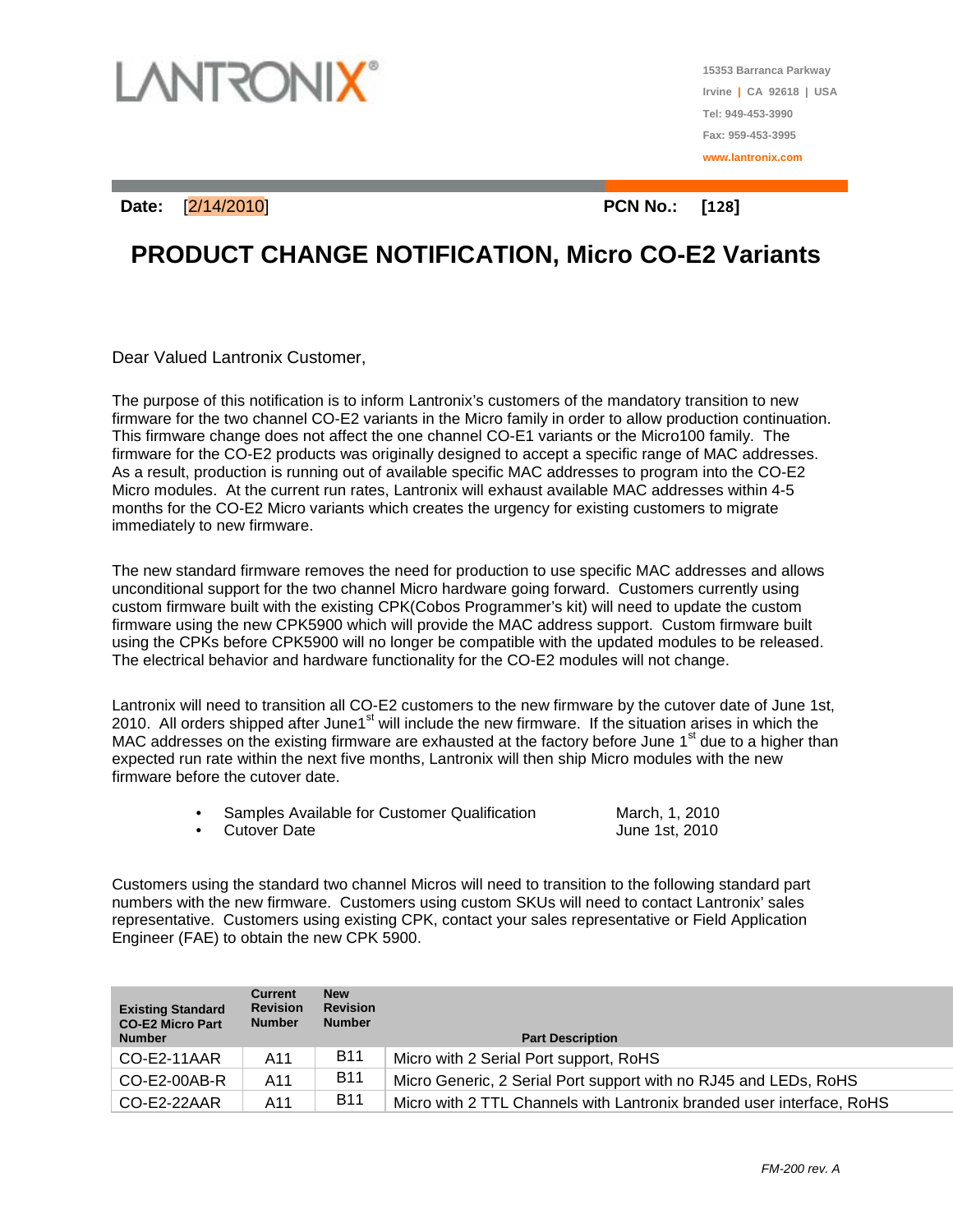LANTRONIX®

15353 Barranca Parkway
Irvine | CA 92618 | USA
Tel: 949-453-3990
Fax: 959-453-3995
www.lantronix.com

**Date:** [2/14/2010] **PCN No.:** **[128]**

# PRODUCT CHANGE NOTIFICATION, Micro CO-E2 Variants

Dear Valued Lantronix Customer,

The purpose of this notification is to inform Lantronix's customers of the mandatory transition to new firmware for the two channel CO-E2 variants in the Micro family in order to allow production continuation. This firmware change does not affect the one channel CO-E1 variants or the Micro100 family. The firmware for the CO-E2 products was originally designed to accept a specific range of MAC addresses. As a result, production is running out of available specific MAC addresses to program into the CO-E2 Micro modules. At the current run rates, Lantronix will exhaust available MAC addresses within 4-5 months for the CO-E2 Micro variants which creates the urgency for existing customers to migrate immediately to new firmware.

The new standard firmware removes the need for production to use specific MAC addresses and allows unconditional support for the two channel Micro hardware going forward. Customers currently using custom firmware built with the existing CPK(Cobos Programmer's kit) will need to update the custom firmware using the new CPK5900 which will provide the MAC address support. Custom firmware built using the CPKs before CPK5900 will no longer be compatible with the updated modules to be released. The electrical behavior and hardware functionality for the CO-E2 modules will not change.

Lantronix will need to transition all CO-E2 customers to the new firmware by the cutover date of June 1st, 2010. All orders shipped after June1st will include the new firmware. If the situation arises in which the MAC addresses on the existing firmware are exhausted at the factory before June 1st due to a higher than expected run rate within the next five months, Lantronix will then ship Micro modules with the new firmware before the cutover date.

- Samples Available for Customer Qualification — March, 1, 2010
- Cutover Date — June 1st, 2010

Customers using the standard two channel Micros will need to transition to the following standard part numbers with the new firmware. Customers using custom SKUs will need to contact Lantronix' sales representative. Customers using existing CPK, contact your sales representative or Field Application Engineer (FAE) to obtain the new CPK 5900.

| Existing Standard CO-E2 Micro Part Number | Current Revision Number | New Revision Number | Part Description |
|---|---|---|---|
| CO-E2-11AAR | A11 | B11 | Micro with 2 Serial Port support, RoHS |
| CO-E2-00AB-R | A11 | B11 | Micro Generic, 2 Serial Port support with no RJ45 and LEDs, RoHS |
| CO-E2-22AAR | A11 | B11 | Micro with 2 TTL Channels with Lantronix branded user interface, RoHS |

*FM-200 rev. A*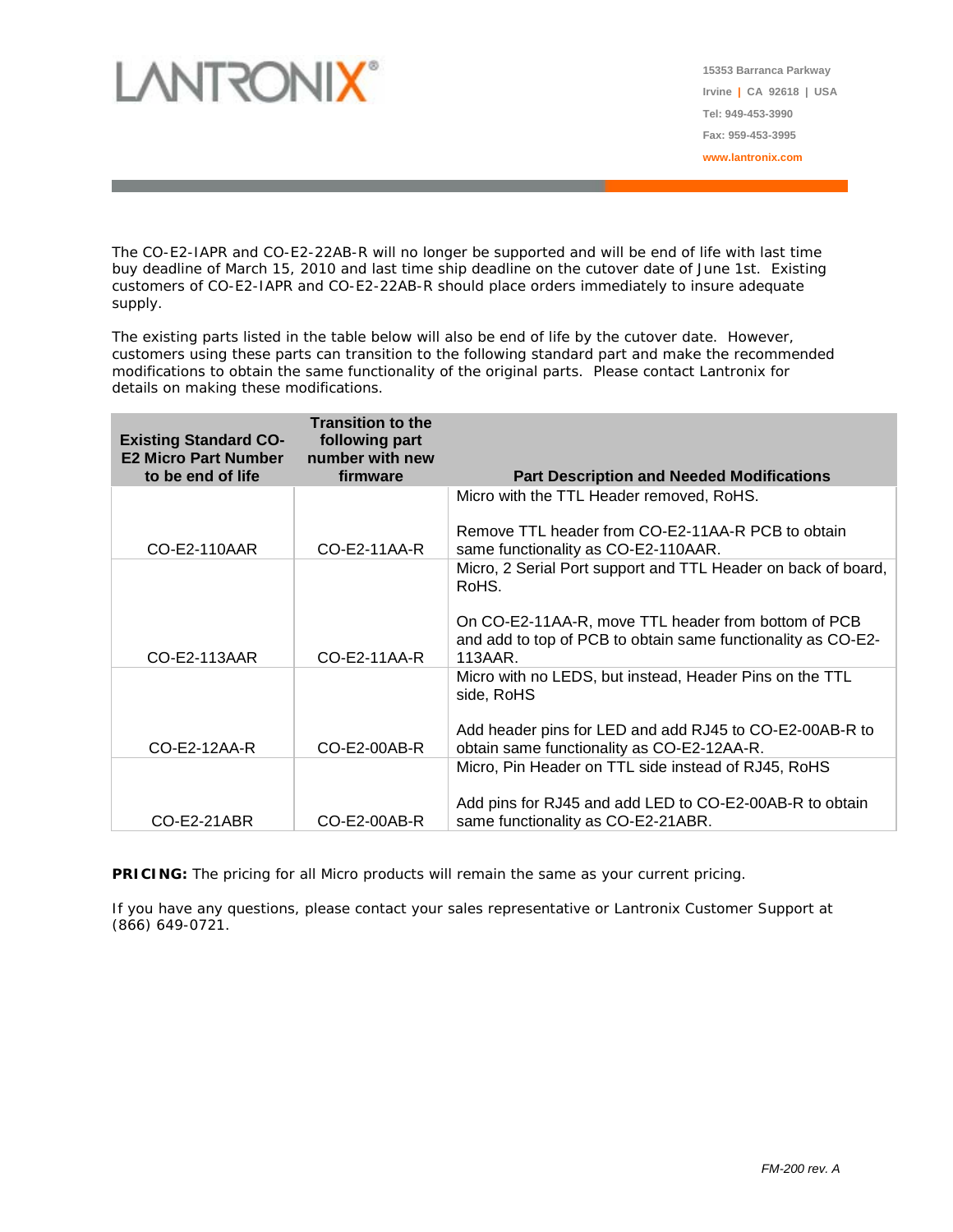LANTRONIX®

15353 Barranca Parkway
Irvine | CA 92618 | USA
Tel: 949-453-3990
Fax: 959-453-3995
www.lantronix.com

The CO-E2-IAPR and CO-E2-22AB-R will no longer be supported and will be end of life with last time buy deadline of March 15, 2010 and last time ship deadline on the cutover date of June 1st. Existing customers of CO-E2-IAPR and CO-E2-22AB-R should place orders immediately to insure adequate supply.

The existing parts listed in the table below will also be end of life by the cutover date. However, customers using these parts can transition to the following standard part and make the recommended modifications to obtain the same functionality of the original parts. Please contact Lantronix for details on making these modifications.

| Existing Standard CO-E2 Micro Part Number to be end of life | Transition to the following part number with new firmware | Part Description and Needed Modifications |
|---|---|---|
| CO-E2-110AAR | CO-E2-11AA-R | Micro with the TTL Header removed, RoHS.<br><br>Remove TTL header from CO-E2-11AA-R PCB to obtain same functionality as CO-E2-110AAR. |
| CO-E2-113AAR | CO-E2-11AA-R | Micro, 2 Serial Port support and TTL Header on back of board, RoHS.<br><br>On CO-E2-11AA-R, move TTL header from bottom of PCB and add to top of PCB to obtain same functionality as CO-E2-113AAR. |
| CO-E2-12AA-R | CO-E2-00AB-R | Micro with no LEDS, but instead, Header Pins on the TTL side, RoHS<br><br>Add header pins for LED and add RJ45 to CO-E2-00AB-R to obtain same functionality as CO-E2-12AA-R. |
| CO-E2-21ABR | CO-E2-00AB-R | Micro, Pin Header on TTL side instead of RJ45, RoHS<br><br>Add pins for RJ45 and add LED to CO-E2-00AB-R to obtain same functionality as CO-E2-21ABR. |

**PRICING:** The pricing for all Micro products will remain the same as your current pricing.

If you have any questions, please contact your sales representative or Lantronix Customer Support at (866) 649-0721.

*FM-200 rev. A*